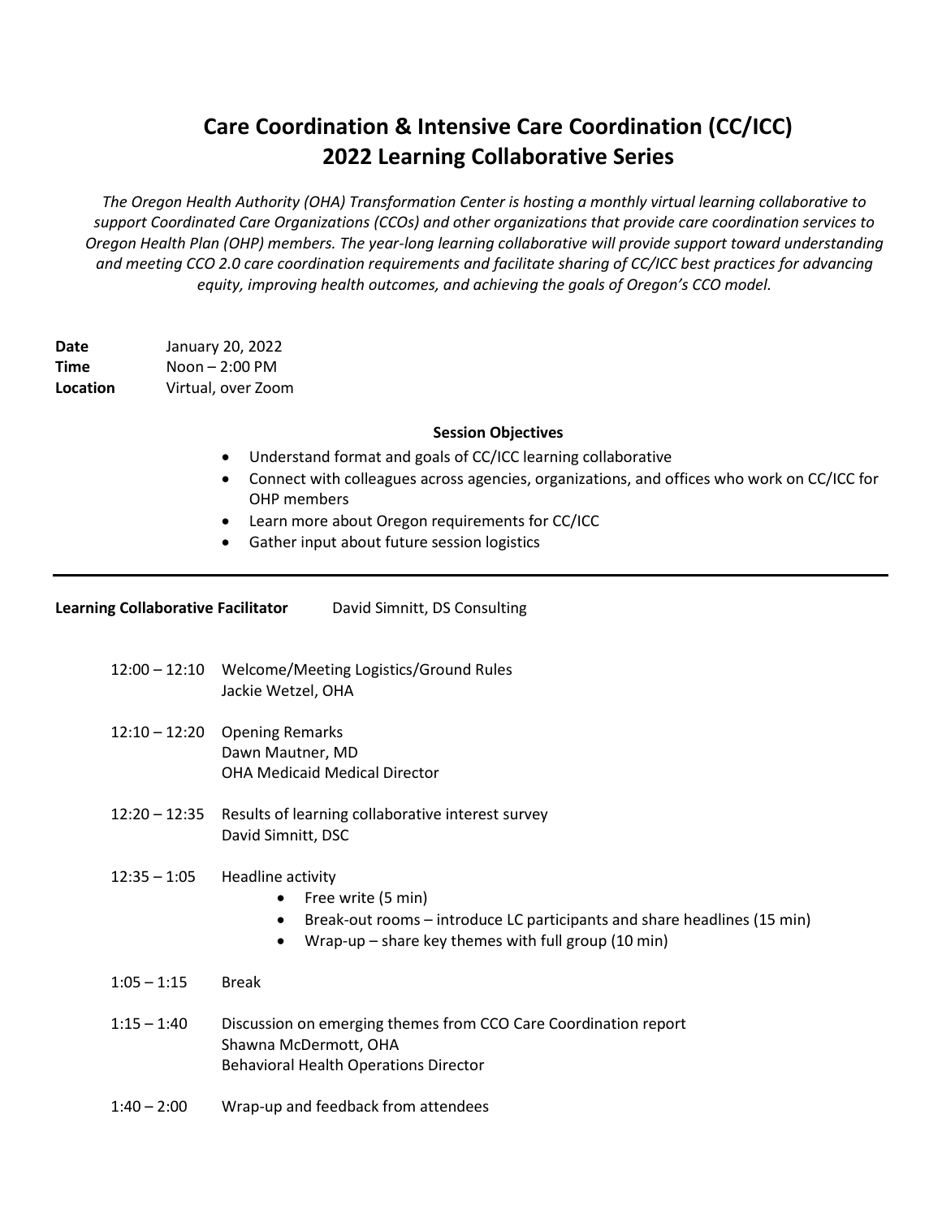# Care Coordination & Intensive Care Coordination (CC/ICC) 2022 Learning Collaborative Series

*The Oregon Health Authority (OHA) Transformation Center is hosting a monthly virtual learning collaborative to support Coordinated Care Organizations (CCOs) and other organizations that provide care coordination services to Oregon Health Plan (OHP) members. The year-long learning collaborative will provide support toward understanding and meeting CCO 2.0 care coordination requirements and facilitate sharing of CC/ICC best practices for advancing equity, improving health outcomes, and achieving the goals of Oregon's CCO model.*

**Date** January 20, 2022
**Time** Noon – 2:00 PM
**Location** Virtual, over Zoom

**Session Objectives**

- Understand format and goals of CC/ICC learning collaborative
- Connect with colleagues across agencies, organizations, and offices who work on CC/ICC for OHP members
- Learn more about Oregon requirements for CC/ICC
- Gather input about future session logistics

---

**Learning Collaborative Facilitator** David Simnitt, DS Consulting

12:00 – 12:10 Welcome/Meeting Logistics/Ground Rules
Jackie Wetzel, OHA

12:10 – 12:20 Opening Remarks
Dawn Mautner, MD
OHA Medicaid Medical Director

12:20 – 12:35 Results of learning collaborative interest survey
David Simnitt, DSC

12:35 – 1:05 Headline activity
- Free write (5 min)
- Break-out rooms – introduce LC participants and share headlines (15 min)
- Wrap-up – share key themes with full group (10 min)

1:05 – 1:15 Break

1:15 – 1:40 Discussion on emerging themes from CCO Care Coordination report
Shawna McDermott, OHA
Behavioral Health Operations Director

1:40 – 2:00 Wrap-up and feedback from attendees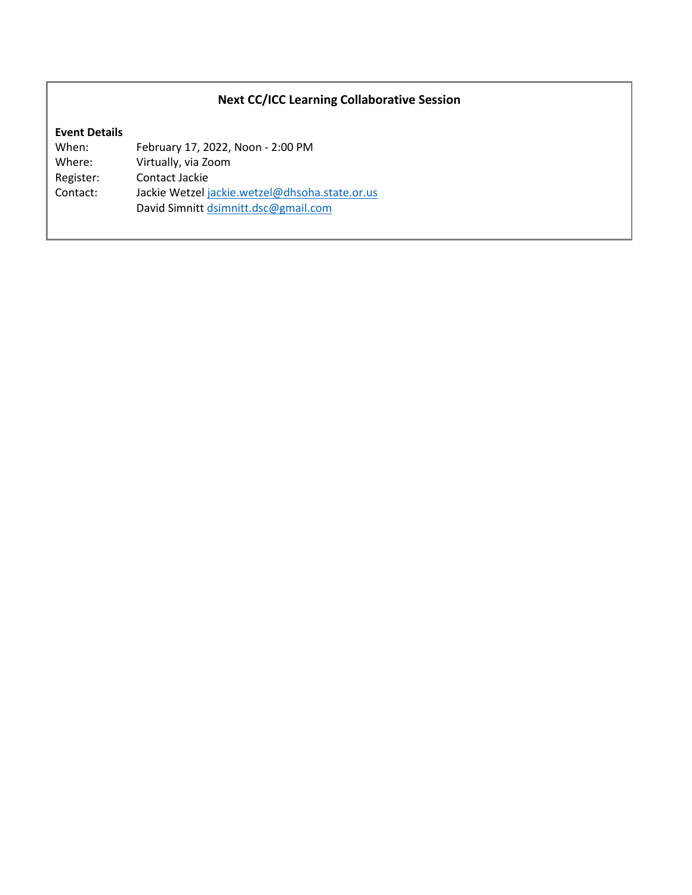## Next CC/ICC Learning Collaborative Session

**Event Details**

| | |
|---|---|
| When: | February 17, 2022, Noon - 2:00 PM |
| Where: | Virtually, via Zoom |
| Register: | Contact Jackie |
| Contact: | Jackie Wetzel jackie.wetzel@dhsoha.state.or.us |
| | David Simnitt dsimnitt.dsc@gmail.com |